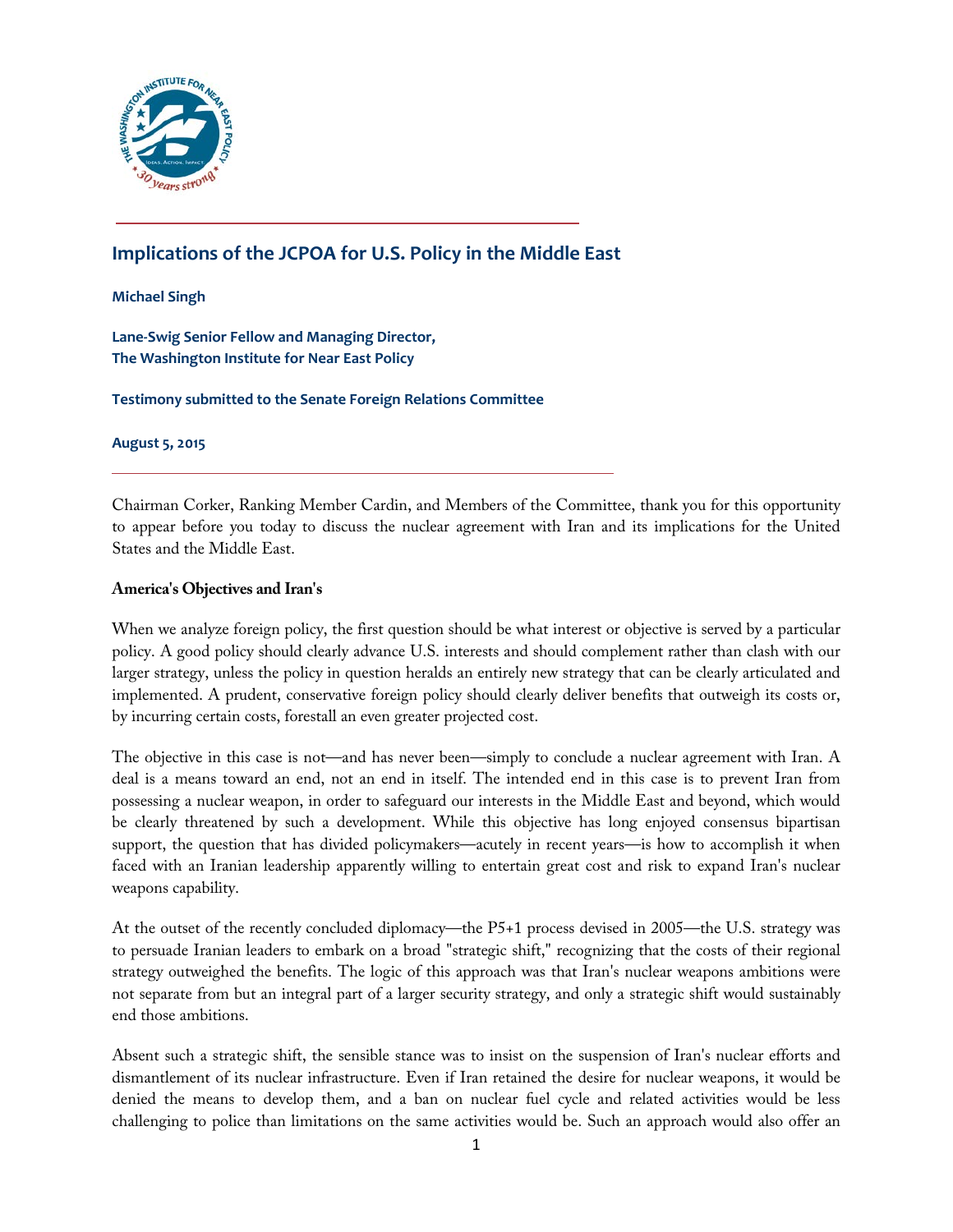# Implications of the JCPOA for U.S. Policy in the Middle East

**Michael Singh**

**Lane-Swig Senior Fellow and Managing Director,**
**The Washington Institute for Near East Policy**

**Testimony submitted to the Senate Foreign Relations Committee**

**August 5, 2015**

Chairman Corker, Ranking Member Cardin, and Members of the Committee, thank you for this opportunity to appear before you today to discuss the nuclear agreement with Iran and its implications for the United States and the Middle East.

## America's Objectives and Iran's

When we analyze foreign policy, the first question should be what interest or objective is served by a particular policy. A good policy should clearly advance U.S. interests and should complement rather than clash with our larger strategy, unless the policy in question heralds an entirely new strategy that can be clearly articulated and implemented. A prudent, conservative foreign policy should clearly deliver benefits that outweigh its costs or, by incurring certain costs, forestall an even greater projected cost.

The objective in this case is not—and has never been—simply to conclude a nuclear agreement with Iran. A deal is a means toward an end, not an end in itself. The intended end in this case is to prevent Iran from possessing a nuclear weapon, in order to safeguard our interests in the Middle East and beyond, which would be clearly threatened by such a development. While this objective has long enjoyed consensus bipartisan support, the question that has divided policymakers—acutely in recent years—is how to accomplish it when faced with an Iranian leadership apparently willing to entertain great cost and risk to expand Iran's nuclear weapons capability.

At the outset of the recently concluded diplomacy—the P5+1 process devised in 2005—the U.S. strategy was to persuade Iranian leaders to embark on a broad "strategic shift," recognizing that the costs of their regional strategy outweighed the benefits. The logic of this approach was that Iran's nuclear weapons ambitions were not separate from but an integral part of a larger security strategy, and only a strategic shift would sustainably end those ambitions.

Absent such a strategic shift, the sensible stance was to insist on the suspension of Iran's nuclear efforts and dismantlement of its nuclear infrastructure. Even if Iran retained the desire for nuclear weapons, it would be denied the means to develop them, and a ban on nuclear fuel cycle and related activities would be less challenging to police than limitations on the same activities would be. Such an approach would also offer an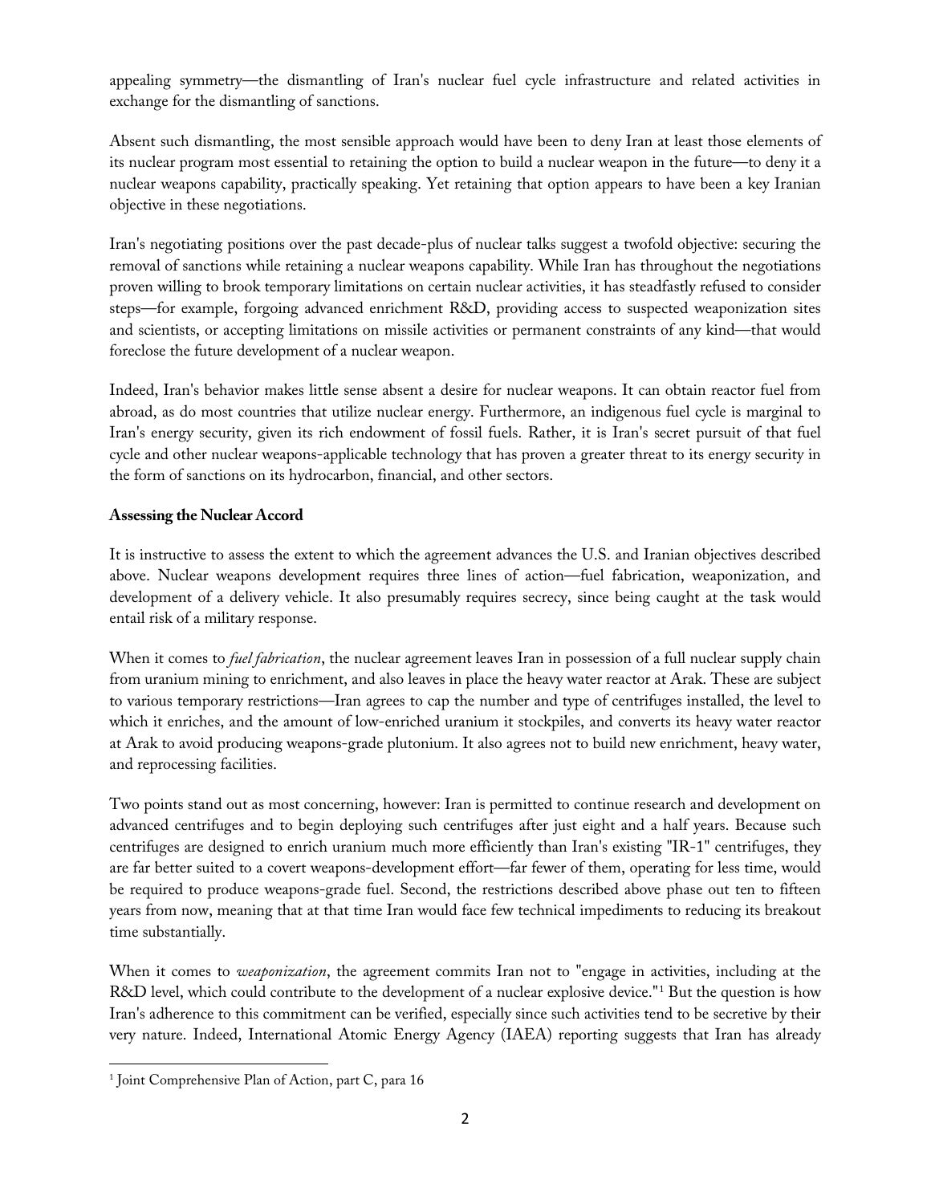appealing symmetry—the dismantling of Iran's nuclear fuel cycle infrastructure and related activities in exchange for the dismantling of sanctions.

Absent such dismantling, the most sensible approach would have been to deny Iran at least those elements of its nuclear program most essential to retaining the option to build a nuclear weapon in the future—to deny it a nuclear weapons capability, practically speaking. Yet retaining that option appears to have been a key Iranian objective in these negotiations.

Iran's negotiating positions over the past decade-plus of nuclear talks suggest a twofold objective: securing the removal of sanctions while retaining a nuclear weapons capability. While Iran has throughout the negotiations proven willing to brook temporary limitations on certain nuclear activities, it has steadfastly refused to consider steps—for example, forgoing advanced enrichment R&D, providing access to suspected weaponization sites and scientists, or accepting limitations on missile activities or permanent constraints of any kind—that would foreclose the future development of a nuclear weapon.

Indeed, Iran's behavior makes little sense absent a desire for nuclear weapons. It can obtain reactor fuel from abroad, as do most countries that utilize nuclear energy. Furthermore, an indigenous fuel cycle is marginal to Iran's energy security, given its rich endowment of fossil fuels. Rather, it is Iran's secret pursuit of that fuel cycle and other nuclear weapons-applicable technology that has proven a greater threat to its energy security in the form of sanctions on its hydrocarbon, financial, and other sectors.

**Assessing the Nuclear Accord**

It is instructive to assess the extent to which the agreement advances the U.S. and Iranian objectives described above. Nuclear weapons development requires three lines of action—fuel fabrication, weaponization, and development of a delivery vehicle. It also presumably requires secrecy, since being caught at the task would entail risk of a military response.

When it comes to *fuel fabrication*, the nuclear agreement leaves Iran in possession of a full nuclear supply chain from uranium mining to enrichment, and also leaves in place the heavy water reactor at Arak. These are subject to various temporary restrictions—Iran agrees to cap the number and type of centrifuges installed, the level to which it enriches, and the amount of low-enriched uranium it stockpiles, and converts its heavy water reactor at Arak to avoid producing weapons-grade plutonium. It also agrees not to build new enrichment, heavy water, and reprocessing facilities.

Two points stand out as most concerning, however: Iran is permitted to continue research and development on advanced centrifuges and to begin deploying such centrifuges after just eight and a half years. Because such centrifuges are designed to enrich uranium much more efficiently than Iran's existing "IR-1" centrifuges, they are far better suited to a covert weapons-development effort—far fewer of them, operating for less time, would be required to produce weapons-grade fuel. Second, the restrictions described above phase out ten to fifteen years from now, meaning that at that time Iran would face few technical impediments to reducing its breakout time substantially.

When it comes to *weaponization*, the agreement commits Iran not to "engage in activities, including at the R&D level, which could contribute to the development of a nuclear explosive device."[1] But the question is how Iran's adherence to this commitment can be verified, especially since such activities tend to be secretive by their very nature. Indeed, International Atomic Energy Agency (IAEA) reporting suggests that Iran has already

[1] Joint Comprehensive Plan of Action, part C, para 16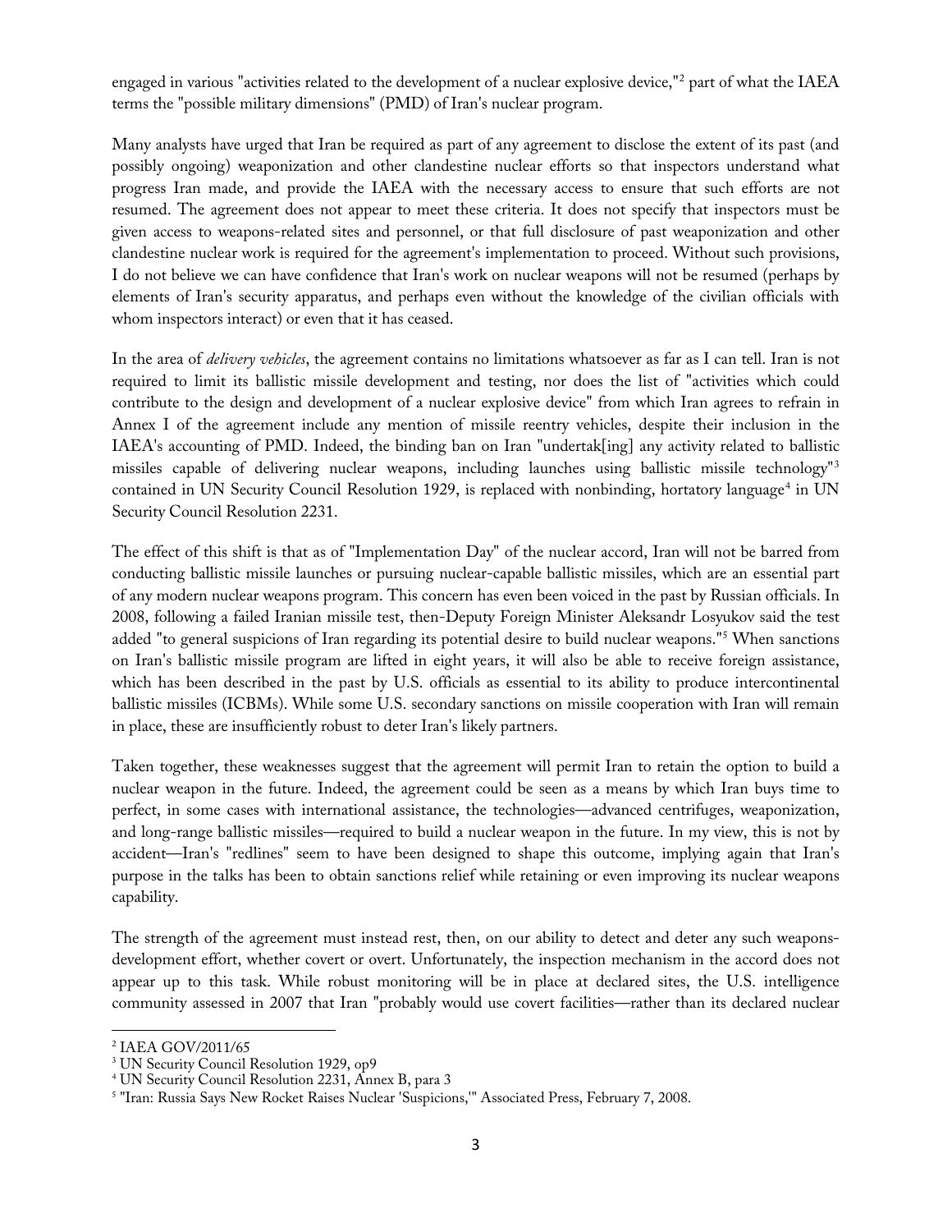engaged in various "activities related to the development of a nuclear explosive device,"[2] part of what the IAEA terms the "possible military dimensions" (PMD) of Iran's nuclear program.

Many analysts have urged that Iran be required as part of any agreement to disclose the extent of its past (and possibly ongoing) weaponization and other clandestine nuclear efforts so that inspectors understand what progress Iran made, and provide the IAEA with the necessary access to ensure that such efforts are not resumed. The agreement does not appear to meet these criteria. It does not specify that inspectors must be given access to weapons-related sites and personnel, or that full disclosure of past weaponization and other clandestine nuclear work is required for the agreement's implementation to proceed. Without such provisions, I do not believe we can have confidence that Iran's work on nuclear weapons will not be resumed (perhaps by elements of Iran's security apparatus, and perhaps even without the knowledge of the civilian officials with whom inspectors interact) or even that it has ceased.

In the area of *delivery vehicles*, the agreement contains no limitations whatsoever as far as I can tell. Iran is not required to limit its ballistic missile development and testing, nor does the list of "activities which could contribute to the design and development of a nuclear explosive device" from which Iran agrees to refrain in Annex I of the agreement include any mention of missile reentry vehicles, despite their inclusion in the IAEA's accounting of PMD. Indeed, the binding ban on Iran "undertak[ing] any activity related to ballistic missiles capable of delivering nuclear weapons, including launches using ballistic missile technology"[3] contained in UN Security Council Resolution 1929, is replaced with nonbinding, hortatory language[4] in UN Security Council Resolution 2231.

The effect of this shift is that as of "Implementation Day" of the nuclear accord, Iran will not be barred from conducting ballistic missile launches or pursuing nuclear-capable ballistic missiles, which are an essential part of any modern nuclear weapons program. This concern has even been voiced in the past by Russian officials. In 2008, following a failed Iranian missile test, then-Deputy Foreign Minister Aleksandr Losyukov said the test added "to general suspicions of Iran regarding its potential desire to build nuclear weapons."[5] When sanctions on Iran's ballistic missile program are lifted in eight years, it will also be able to receive foreign assistance, which has been described in the past by U.S. officials as essential to its ability to produce intercontinental ballistic missiles (ICBMs). While some U.S. secondary sanctions on missile cooperation with Iran will remain in place, these are insufficiently robust to deter Iran's likely partners.

Taken together, these weaknesses suggest that the agreement will permit Iran to retain the option to build a nuclear weapon in the future. Indeed, the agreement could be seen as a means by which Iran buys time to perfect, in some cases with international assistance, the technologies—advanced centrifuges, weaponization, and long-range ballistic missiles—required to build a nuclear weapon in the future. In my view, this is not by accident—Iran's "redlines" seem to have been designed to shape this outcome, implying again that Iran's purpose in the talks has been to obtain sanctions relief while retaining or even improving its nuclear weapons capability.

The strength of the agreement must instead rest, then, on our ability to detect and deter any such weapons-development effort, whether covert or overt. Unfortunately, the inspection mechanism in the accord does not appear up to this task. While robust monitoring will be in place at declared sites, the U.S. intelligence community assessed in 2007 that Iran "probably would use covert facilities—rather than its declared nuclear

---

[2] IAEA GOV/2011/65

[3] UN Security Council Resolution 1929, op9

[4] UN Security Council Resolution 2231, Annex B, para 3

[5] "Iran: Russia Says New Rocket Raises Nuclear 'Suspicions,'" Associated Press, February 7, 2008.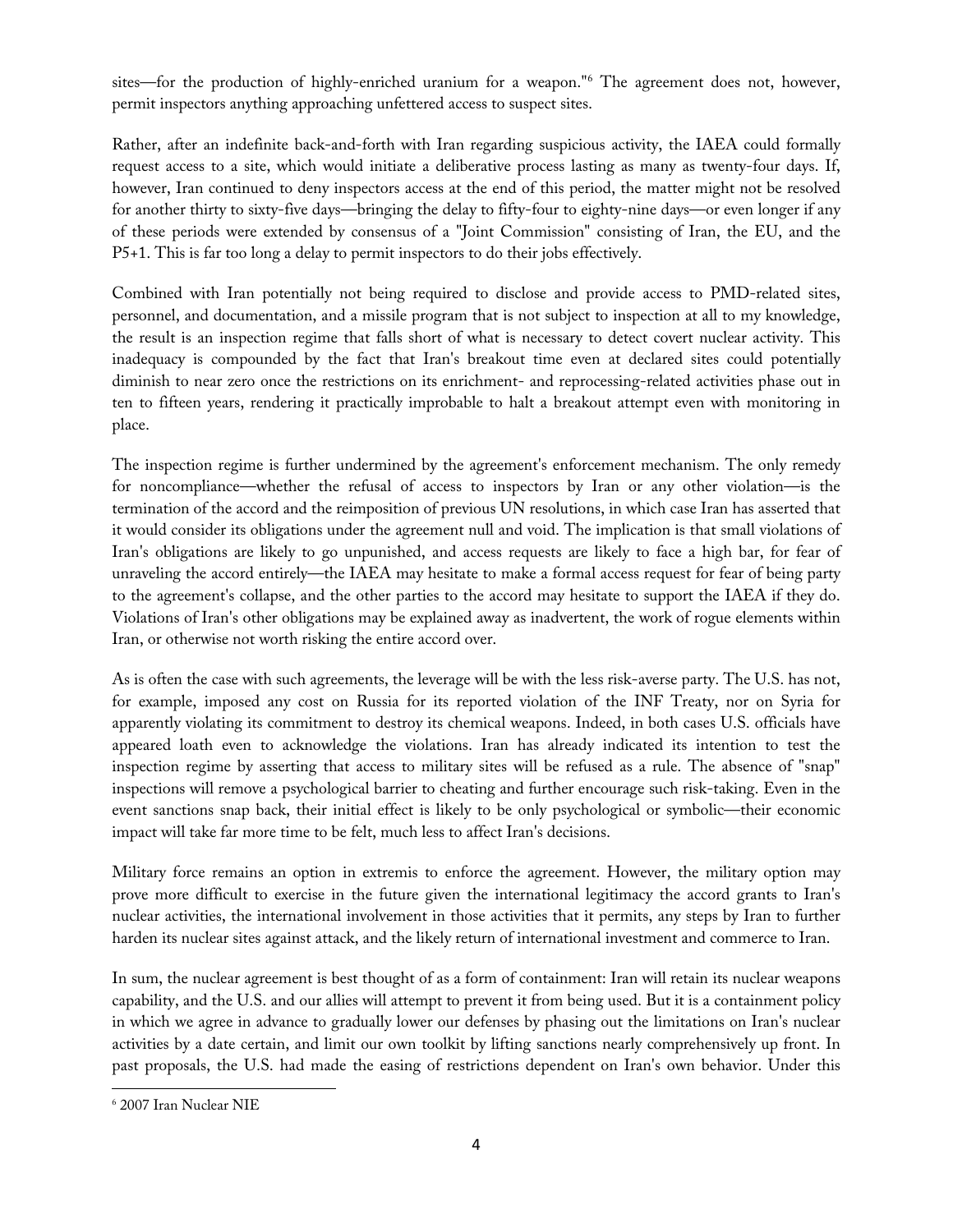sites—for the production of highly-enriched uranium for a weapon."[6] The agreement does not, however, permit inspectors anything approaching unfettered access to suspect sites.

Rather, after an indefinite back-and-forth with Iran regarding suspicious activity, the IAEA could formally request access to a site, which would initiate a deliberative process lasting as many as twenty-four days. If, however, Iran continued to deny inspectors access at the end of this period, the matter might not be resolved for another thirty to sixty-five days—bringing the delay to fifty-four to eighty-nine days—or even longer if any of these periods were extended by consensus of a "Joint Commission" consisting of Iran, the EU, and the P5+1. This is far too long a delay to permit inspectors to do their jobs effectively.

Combined with Iran potentially not being required to disclose and provide access to PMD-related sites, personnel, and documentation, and a missile program that is not subject to inspection at all to my knowledge, the result is an inspection regime that falls short of what is necessary to detect covert nuclear activity. This inadequacy is compounded by the fact that Iran's breakout time even at declared sites could potentially diminish to near zero once the restrictions on its enrichment- and reprocessing-related activities phase out in ten to fifteen years, rendering it practically improbable to halt a breakout attempt even with monitoring in place.

The inspection regime is further undermined by the agreement's enforcement mechanism. The only remedy for noncompliance—whether the refusal of access to inspectors by Iran or any other violation—is the termination of the accord and the reimposition of previous UN resolutions, in which case Iran has asserted that it would consider its obligations under the agreement null and void. The implication is that small violations of Iran's obligations are likely to go unpunished, and access requests are likely to face a high bar, for fear of unraveling the accord entirely—the IAEA may hesitate to make a formal access request for fear of being party to the agreement's collapse, and the other parties to the accord may hesitate to support the IAEA if they do. Violations of Iran's other obligations may be explained away as inadvertent, the work of rogue elements within Iran, or otherwise not worth risking the entire accord over.

As is often the case with such agreements, the leverage will be with the less risk-averse party. The U.S. has not, for example, imposed any cost on Russia for its reported violation of the INF Treaty, nor on Syria for apparently violating its commitment to destroy its chemical weapons. Indeed, in both cases U.S. officials have appeared loath even to acknowledge the violations. Iran has already indicated its intention to test the inspection regime by asserting that access to military sites will be refused as a rule. The absence of "snap" inspections will remove a psychological barrier to cheating and further encourage such risk-taking. Even in the event sanctions snap back, their initial effect is likely to be only psychological or symbolic—their economic impact will take far more time to be felt, much less to affect Iran's decisions.

Military force remains an option in extremis to enforce the agreement. However, the military option may prove more difficult to exercise in the future given the international legitimacy the accord grants to Iran's nuclear activities, the international involvement in those activities that it permits, any steps by Iran to further harden its nuclear sites against attack, and the likely return of international investment and commerce to Iran.

In sum, the nuclear agreement is best thought of as a form of containment: Iran will retain its nuclear weapons capability, and the U.S. and our allies will attempt to prevent it from being used. But it is a containment policy in which we agree in advance to gradually lower our defenses by phasing out the limitations on Iran's nuclear activities by a date certain, and limit our own toolkit by lifting sanctions nearly comprehensively up front. In past proposals, the U.S. had made the easing of restrictions dependent on Iran's own behavior. Under this

[6] 2007 Iran Nuclear NIE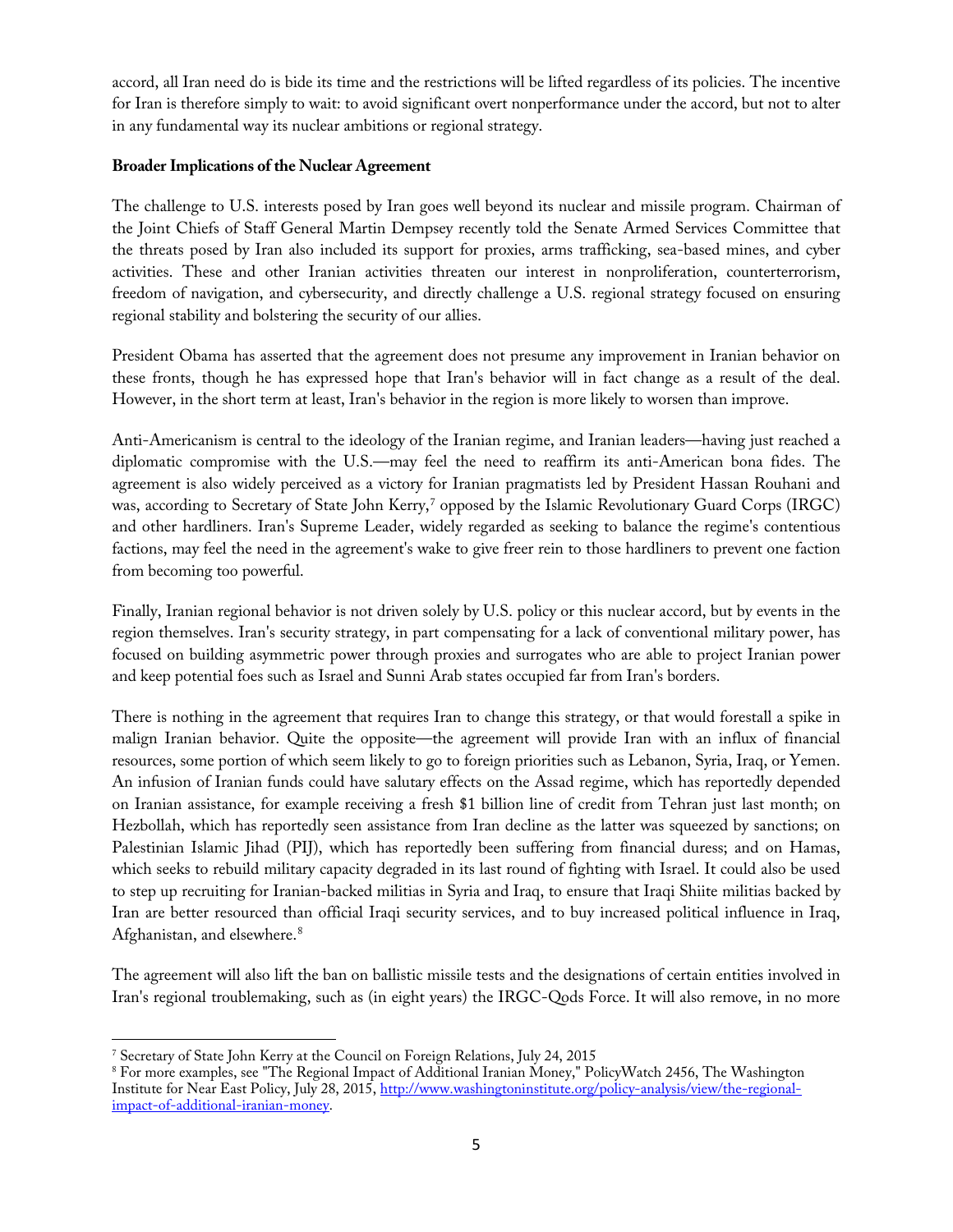accord, all Iran need do is bide its time and the restrictions will be lifted regardless of its policies. The incentive for Iran is therefore simply to wait: to avoid significant overt nonperformance under the accord, but not to alter in any fundamental way its nuclear ambitions or regional strategy.

**Broader Implications of the Nuclear Agreement**

The challenge to U.S. interests posed by Iran goes well beyond its nuclear and missile program. Chairman of the Joint Chiefs of Staff General Martin Dempsey recently told the Senate Armed Services Committee that the threats posed by Iran also included its support for proxies, arms trafficking, sea-based mines, and cyber activities. These and other Iranian activities threaten our interest in nonproliferation, counterterrorism, freedom of navigation, and cybersecurity, and directly challenge a U.S. regional strategy focused on ensuring regional stability and bolstering the security of our allies.

President Obama has asserted that the agreement does not presume any improvement in Iranian behavior on these fronts, though he has expressed hope that Iran's behavior will in fact change as a result of the deal. However, in the short term at least, Iran's behavior in the region is more likely to worsen than improve.

Anti-Americanism is central to the ideology of the Iranian regime, and Iranian leaders—having just reached a diplomatic compromise with the U.S.—may feel the need to reaffirm its anti-American bona fides. The agreement is also widely perceived as a victory for Iranian pragmatists led by President Hassan Rouhani and was, according to Secretary of State John Kerry,[7] opposed by the Islamic Revolutionary Guard Corps (IRGC) and other hardliners. Iran's Supreme Leader, widely regarded as seeking to balance the regime's contentious factions, may feel the need in the agreement's wake to give freer rein to those hardliners to prevent one faction from becoming too powerful.

Finally, Iranian regional behavior is not driven solely by U.S. policy or this nuclear accord, but by events in the region themselves. Iran's security strategy, in part compensating for a lack of conventional military power, has focused on building asymmetric power through proxies and surrogates who are able to project Iranian power and keep potential foes such as Israel and Sunni Arab states occupied far from Iran's borders.

There is nothing in the agreement that requires Iran to change this strategy, or that would forestall a spike in malign Iranian behavior. Quite the opposite—the agreement will provide Iran with an influx of financial resources, some portion of which seem likely to go to foreign priorities such as Lebanon, Syria, Iraq, or Yemen. An infusion of Iranian funds could have salutary effects on the Assad regime, which has reportedly depended on Iranian assistance, for example receiving a fresh $1 billion line of credit from Tehran just last month; on Hezbollah, which has reportedly seen assistance from Iran decline as the latter was squeezed by sanctions; on Palestinian Islamic Jihad (PIJ), which has reportedly been suffering from financial duress; and on Hamas, which seeks to rebuild military capacity degraded in its last round of fighting with Israel. It could also be used to step up recruiting for Iranian-backed militias in Syria and Iraq, to ensure that Iraqi Shiite militias backed by Iran are better resourced than official Iraqi security services, and to buy increased political influence in Iraq, Afghanistan, and elsewhere.[8]

The agreement will also lift the ban on ballistic missile tests and the designations of certain entities involved in Iran's regional troublemaking, such as (in eight years) the IRGC-Qods Force. It will also remove, in no more

---

[7] Secretary of State John Kerry at the Council on Foreign Relations, July 24, 2015

[8] For more examples, see "The Regional Impact of Additional Iranian Money," PolicyWatch 2456, The Washington Institute for Near East Policy, July 28, 2015, http://www.washingtoninstitute.org/policy-analysis/view/the-regional-impact-of-additional-iranian-money.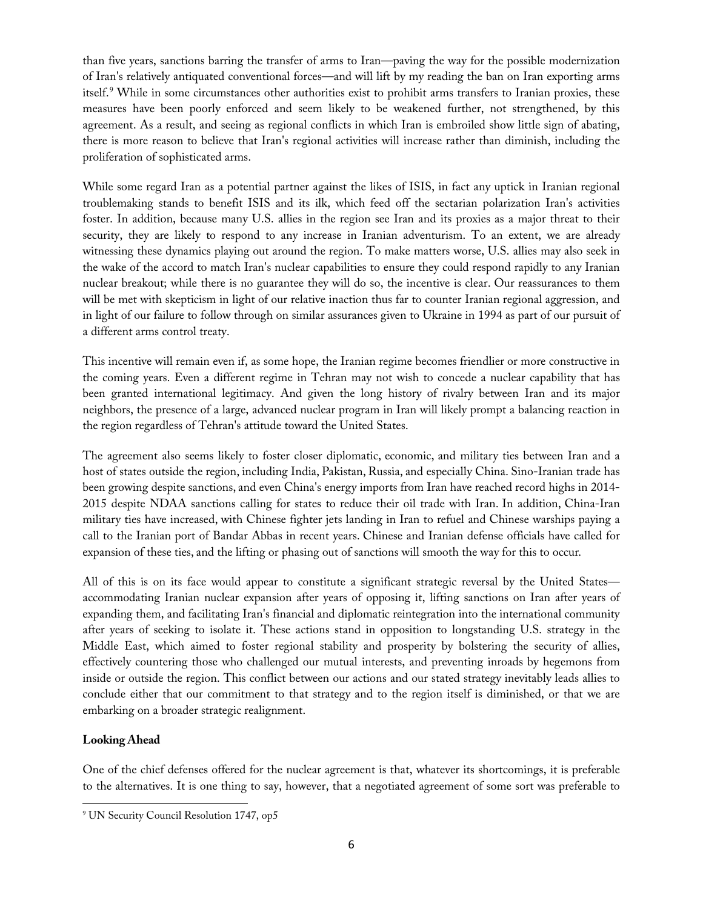than five years, sanctions barring the transfer of arms to Iran—paving the way for the possible modernization of Iran's relatively antiquated conventional forces—and will lift by my reading the ban on Iran exporting arms itself.[9] While in some circumstances other authorities exist to prohibit arms transfers to Iranian proxies, these measures have been poorly enforced and seem likely to be weakened further, not strengthened, by this agreement. As a result, and seeing as regional conflicts in which Iran is embroiled show little sign of abating, there is more reason to believe that Iran's regional activities will increase rather than diminish, including the proliferation of sophisticated arms.

While some regard Iran as a potential partner against the likes of ISIS, in fact any uptick in Iranian regional troublemaking stands to benefit ISIS and its ilk, which feed off the sectarian polarization Iran's activities foster. In addition, because many U.S. allies in the region see Iran and its proxies as a major threat to their security, they are likely to respond to any increase in Iranian adventurism. To an extent, we are already witnessing these dynamics playing out around the region. To make matters worse, U.S. allies may also seek in the wake of the accord to match Iran's nuclear capabilities to ensure they could respond rapidly to any Iranian nuclear breakout; while there is no guarantee they will do so, the incentive is clear. Our reassurances to them will be met with skepticism in light of our relative inaction thus far to counter Iranian regional aggression, and in light of our failure to follow through on similar assurances given to Ukraine in 1994 as part of our pursuit of a different arms control treaty.

This incentive will remain even if, as some hope, the Iranian regime becomes friendlier or more constructive in the coming years. Even a different regime in Tehran may not wish to concede a nuclear capability that has been granted international legitimacy. And given the long history of rivalry between Iran and its major neighbors, the presence of a large, advanced nuclear program in Iran will likely prompt a balancing reaction in the region regardless of Tehran's attitude toward the United States.

The agreement also seems likely to foster closer diplomatic, economic, and military ties between Iran and a host of states outside the region, including India, Pakistan, Russia, and especially China. Sino-Iranian trade has been growing despite sanctions, and even China's energy imports from Iran have reached record highs in 2014-2015 despite NDAA sanctions calling for states to reduce their oil trade with Iran. In addition, China-Iran military ties have increased, with Chinese fighter jets landing in Iran to refuel and Chinese warships paying a call to the Iranian port of Bandar Abbas in recent years. Chinese and Iranian defense officials have called for expansion of these ties, and the lifting or phasing out of sanctions will smooth the way for this to occur.

All of this is on its face would appear to constitute a significant strategic reversal by the United States—accommodating Iranian nuclear expansion after years of opposing it, lifting sanctions on Iran after years of expanding them, and facilitating Iran's financial and diplomatic reintegration into the international community after years of seeking to isolate it. These actions stand in opposition to longstanding U.S. strategy in the Middle East, which aimed to foster regional stability and prosperity by bolstering the security of allies, effectively countering those who challenged our mutual interests, and preventing inroads by hegemons from inside or outside the region. This conflict between our actions and our stated strategy inevitably leads allies to conclude either that our commitment to that strategy and to the region itself is diminished, or that we are embarking on a broader strategic realignment.

**Looking Ahead**

One of the chief defenses offered for the nuclear agreement is that, whatever its shortcomings, it is preferable to the alternatives. It is one thing to say, however, that a negotiated agreement of some sort was preferable to

[9] UN Security Council Resolution 1747, op5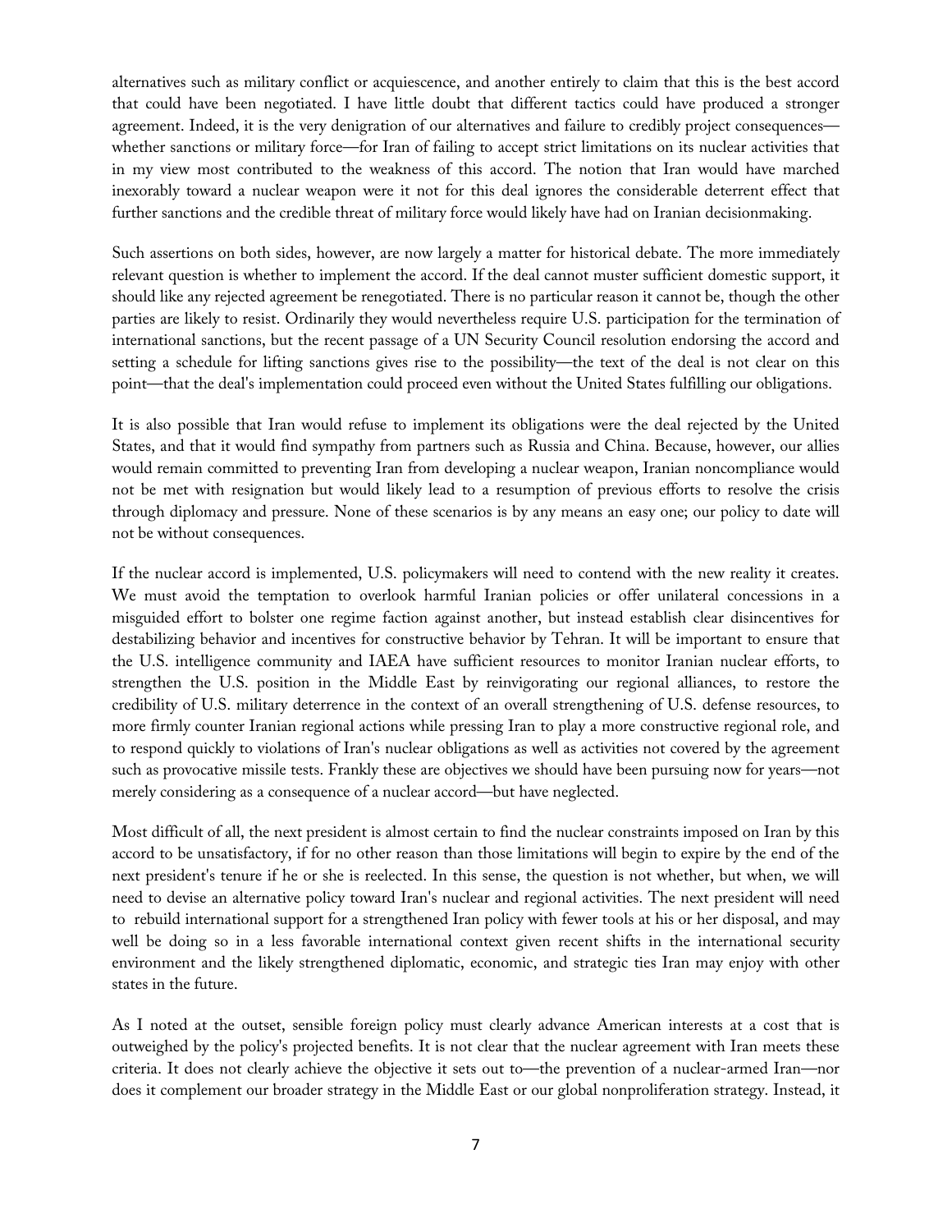alternatives such as military conflict or acquiescence, and another entirely to claim that this is the best accord that could have been negotiated. I have little doubt that different tactics could have produced a stronger agreement. Indeed, it is the very denigration of our alternatives and failure to credibly project consequences—whether sanctions or military force—for Iran of failing to accept strict limitations on its nuclear activities that in my view most contributed to the weakness of this accord. The notion that Iran would have marched inexorably toward a nuclear weapon were it not for this deal ignores the considerable deterrent effect that further sanctions and the credible threat of military force would likely have had on Iranian decisionmaking.

Such assertions on both sides, however, are now largely a matter for historical debate. The more immediately relevant question is whether to implement the accord. If the deal cannot muster sufficient domestic support, it should like any rejected agreement be renegotiated. There is no particular reason it cannot be, though the other parties are likely to resist. Ordinarily they would nevertheless require U.S. participation for the termination of international sanctions, but the recent passage of a UN Security Council resolution endorsing the accord and setting a schedule for lifting sanctions gives rise to the possibility—the text of the deal is not clear on this point—that the deal's implementation could proceed even without the United States fulfilling our obligations.

It is also possible that Iran would refuse to implement its obligations were the deal rejected by the United States, and that it would find sympathy from partners such as Russia and China. Because, however, our allies would remain committed to preventing Iran from developing a nuclear weapon, Iranian noncompliance would not be met with resignation but would likely lead to a resumption of previous efforts to resolve the crisis through diplomacy and pressure. None of these scenarios is by any means an easy one; our policy to date will not be without consequences.

If the nuclear accord is implemented, U.S. policymakers will need to contend with the new reality it creates. We must avoid the temptation to overlook harmful Iranian policies or offer unilateral concessions in a misguided effort to bolster one regime faction against another, but instead establish clear disincentives for destabilizing behavior and incentives for constructive behavior by Tehran. It will be important to ensure that the U.S. intelligence community and IAEA have sufficient resources to monitor Iranian nuclear efforts, to strengthen the U.S. position in the Middle East by reinvigorating our regional alliances, to restore the credibility of U.S. military deterrence in the context of an overall strengthening of U.S. defense resources, to more firmly counter Iranian regional actions while pressing Iran to play a more constructive regional role, and to respond quickly to violations of Iran's nuclear obligations as well as activities not covered by the agreement such as provocative missile tests. Frankly these are objectives we should have been pursuing now for years—not merely considering as a consequence of a nuclear accord—but have neglected.

Most difficult of all, the next president is almost certain to find the nuclear constraints imposed on Iran by this accord to be unsatisfactory, if for no other reason than those limitations will begin to expire by the end of the next president's tenure if he or she is reelected. In this sense, the question is not whether, but when, we will need to devise an alternative policy toward Iran's nuclear and regional activities. The next president will need to rebuild international support for a strengthened Iran policy with fewer tools at his or her disposal, and may well be doing so in a less favorable international context given recent shifts in the international security environment and the likely strengthened diplomatic, economic, and strategic ties Iran may enjoy with other states in the future.

As I noted at the outset, sensible foreign policy must clearly advance American interests at a cost that is outweighed by the policy's projected benefits. It is not clear that the nuclear agreement with Iran meets these criteria. It does not clearly achieve the objective it sets out to—the prevention of a nuclear-armed Iran—nor does it complement our broader strategy in the Middle East or our global nonproliferation strategy. Instead, it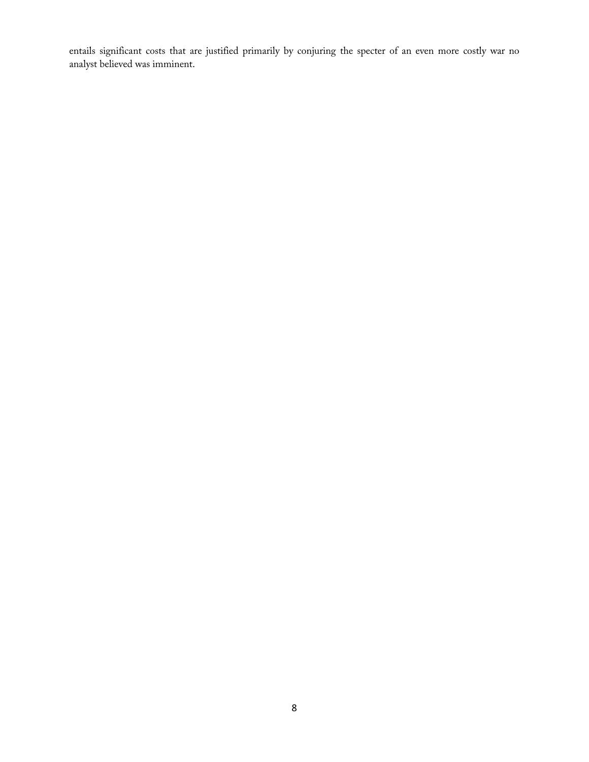entails significant costs that are justified primarily by conjuring the specter of an even more costly war no analyst believed was imminent.